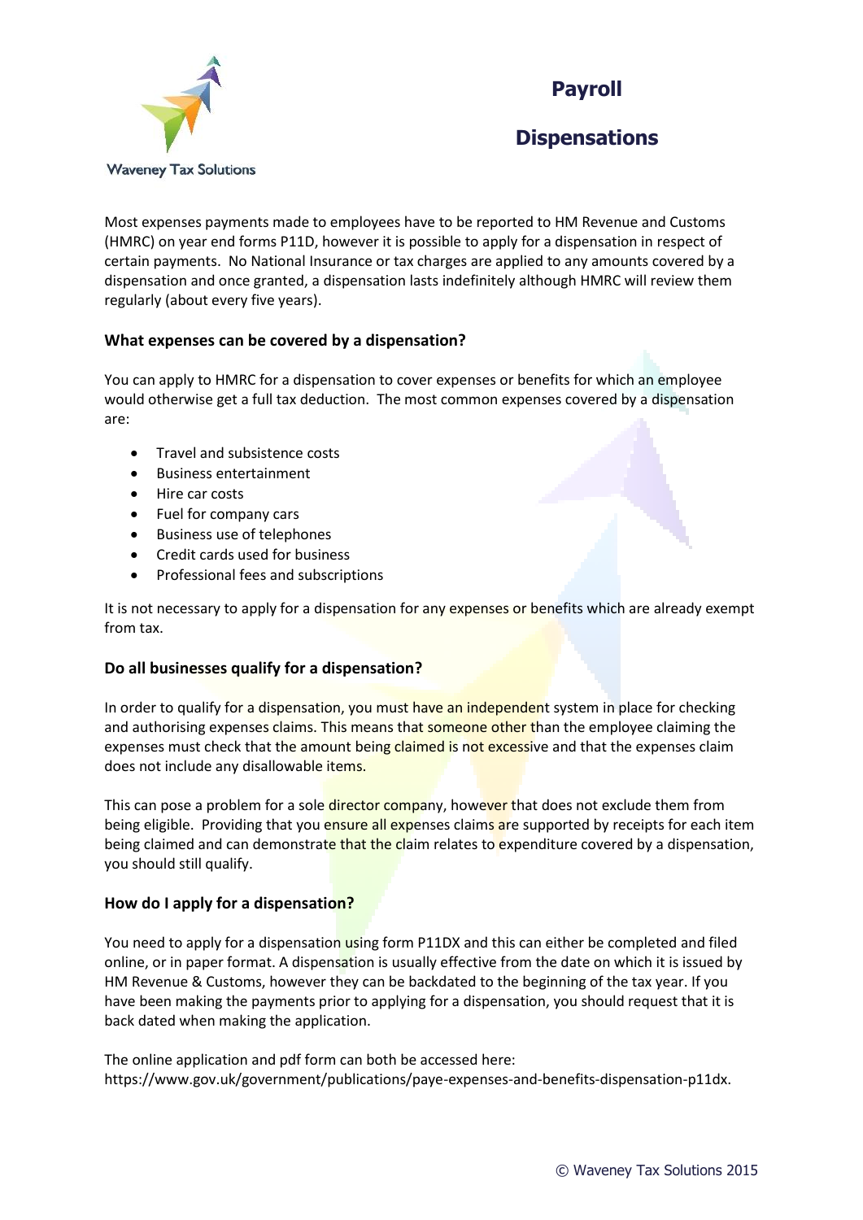Waveney Tax Solutions

# Payroll Dispensations

Most expenses payments made to employees have to be reported to HM Revenue and Customs (HMRC) on year end forms P11D, however it is possible to apply for a dispensation in respect of certain payments. No National Insurance or tax charges are applied to any amounts covered by a dispensation and once granted, a dispensation lasts indefinitely although HMRC will review them regularly (about every five years).

### What expenses can be covered by a dispensation?

You can apply to HMRC for a dispensation to cover expenses or benefits for which an employee would otherwise get a full tax deduction. The most common expenses covered by a dispensation are:

- Travel and subsistence costs
- Business entertainment
- Hire car costs
- Fuel for company cars
- Business use of telephones
- Credit cards used for business
- Professional fees and subscriptions

It is not necessary to apply for a dispensation for any expenses or benefits which are already exempt from tax.

### Do all businesses qualify for a dispensation?

In order to qualify for a dispensation, you must have an independent system in place for checking and authorising expenses claims. This means that someone other than the employee claiming the expenses must check that the amount being claimed is not excessive and that the expenses claim does not include any disallowable items.

This can pose a problem for a sole director company, however that does not exclude them from being eligible. Providing that you ensure all expenses claims are supported by receipts for each item being claimed and can demonstrate that the claim relates to expenditure covered by a dispensation, you should still qualify.

### How do I apply for a dispensation?

You need to apply for a dispensation using form P11DX and this can either be completed and filed online, or in paper format. A dispensation is usually effective from the date on which it is issued by HM Revenue & Customs, however they can be backdated to the beginning of the tax year. If you have been making the payments prior to applying for a dispensation, you should request that it is back dated when making the application.

The online application and pdf form can both be accessed here:
https://www.gov.uk/government/publications/paye-expenses-and-benefits-dispensation-p11dx.

© Waveney Tax Solutions 2015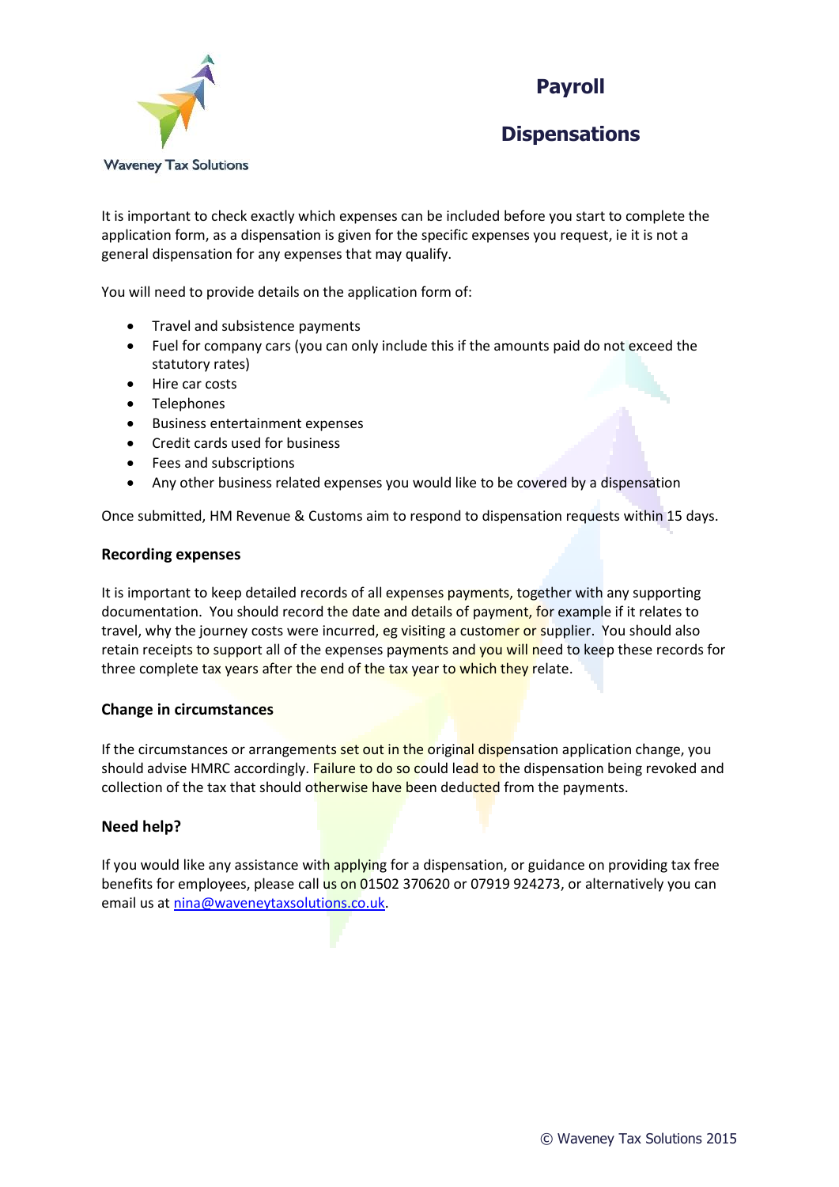Waveney Tax Solutions

# Payroll

# Dispensations

It is important to check exactly which expenses can be included before you start to complete the application form, as a dispensation is given for the specific expenses you request, ie it is not a general dispensation for any expenses that may qualify.

You will need to provide details on the application form of:

- Travel and subsistence payments
- Fuel for company cars (you can only include this if the amounts paid do not exceed the statutory rates)
- Hire car costs
- Telephones
- Business entertainment expenses
- Credit cards used for business
- Fees and subscriptions
- Any other business related expenses you would like to be covered by a dispensation

Once submitted, HM Revenue & Customs aim to respond to dispensation requests within 15 days.

## Recording expenses

It is important to keep detailed records of all expenses payments, together with any supporting documentation. You should record the date and details of payment, for example if it relates to travel, why the journey costs were incurred, eg visiting a customer or supplier. You should also retain receipts to support all of the expenses payments and you will need to keep these records for three complete tax years after the end of the tax year to which they relate.

## Change in circumstances

If the circumstances or arrangements set out in the original dispensation application change, you should advise HMRC accordingly. Failure to do so could lead to the dispensation being revoked and collection of the tax that should otherwise have been deducted from the payments.

## Need help?

If you would like any assistance with applying for a dispensation, or guidance on providing tax free benefits for employees, please call us on 01502 370620 or 07919 924273, or alternatively you can email us at [nina@waveneytaxsolutions.co.uk](mailto:nina@waveneytaxsolutions.co.uk).

© Waveney Tax Solutions 2015